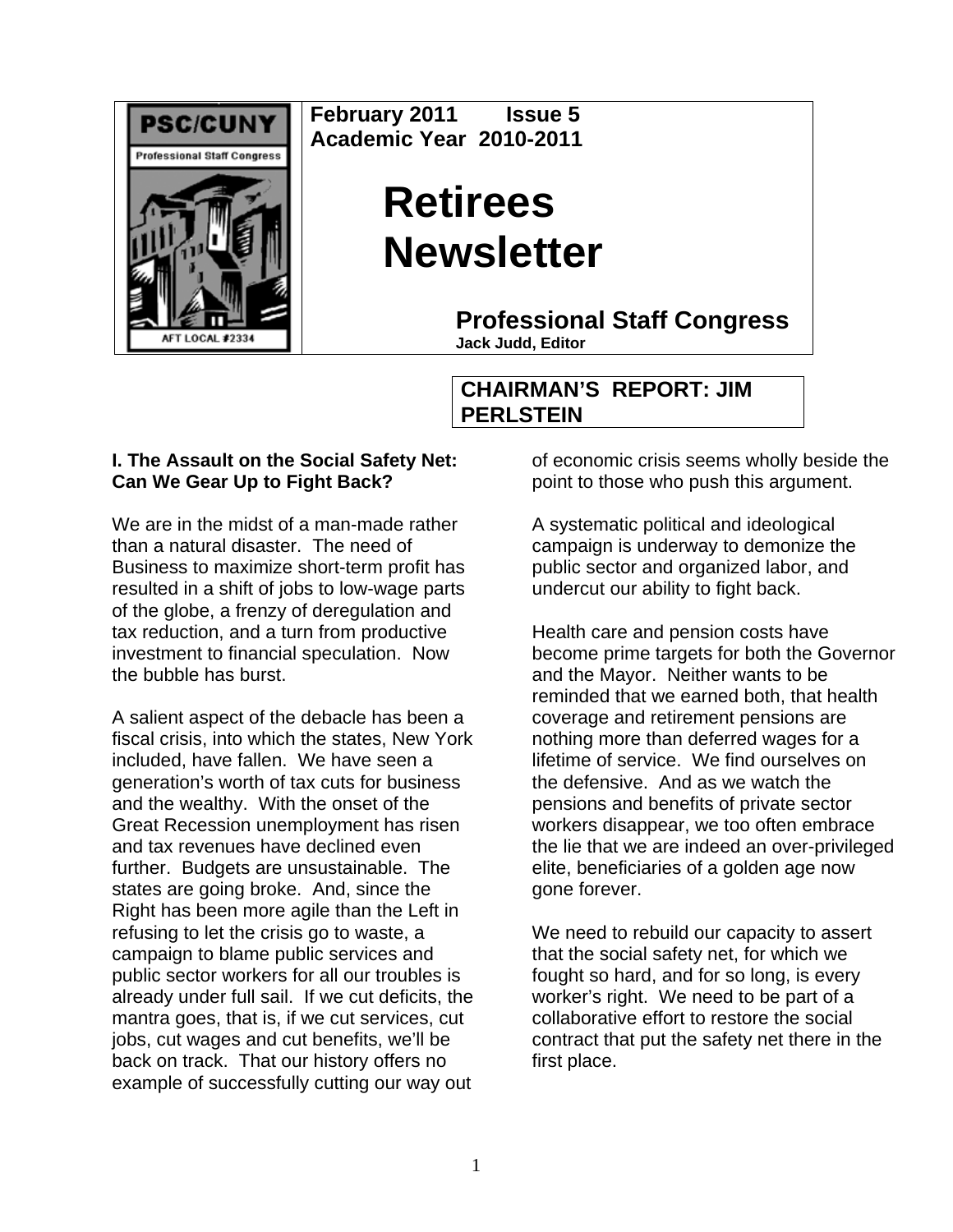PSC/CUNY
Professional Staff Congress
AFT LOCAL #2334

**February 2011 Issue 5**
**Academic Year 2010-2011**

# Retirees Newsletter

## Professional Staff Congress

**Jack Judd, Editor**

## CHAIRMAN'S REPORT: JIM PERLSTEIN

### I. The Assault on the Social Safety Net: Can We Gear Up to Fight Back?

We are in the midst of a man-made rather than a natural disaster. The need of Business to maximize short-term profit has resulted in a shift of jobs to low-wage parts of the globe, a frenzy of deregulation and tax reduction, and a turn from productive investment to financial speculation. Now the bubble has burst.

A salient aspect of the debacle has been a fiscal crisis, into which the states, New York included, have fallen. We have seen a generation's worth of tax cuts for business and the wealthy. With the onset of the Great Recession unemployment has risen and tax revenues have declined even further. Budgets are unsustainable. The states are going broke. And, since the Right has been more agile than the Left in refusing to let the crisis go to waste, a campaign to blame public services and public sector workers for all our troubles is already under full sail. If we cut deficits, the mantra goes, that is, if we cut services, cut jobs, cut wages and cut benefits, we'll be back on track. That our history offers no example of successfully cutting our way out of economic crisis seems wholly beside the point to those who push this argument.

A systematic political and ideological campaign is underway to demonize the public sector and organized labor, and undercut our ability to fight back.

Health care and pension costs have become prime targets for both the Governor and the Mayor. Neither wants to be reminded that we earned both, that health coverage and retirement pensions are nothing more than deferred wages for a lifetime of service. We find ourselves on the defensive. And as we watch the pensions and benefits of private sector workers disappear, we too often embrace the lie that we are indeed an over-privileged elite, beneficiaries of a golden age now gone forever.

We need to rebuild our capacity to assert that the social safety net, for which we fought so hard, and for so long, is every worker's right. We need to be part of a collaborative effort to restore the social contract that put the safety net there in the first place.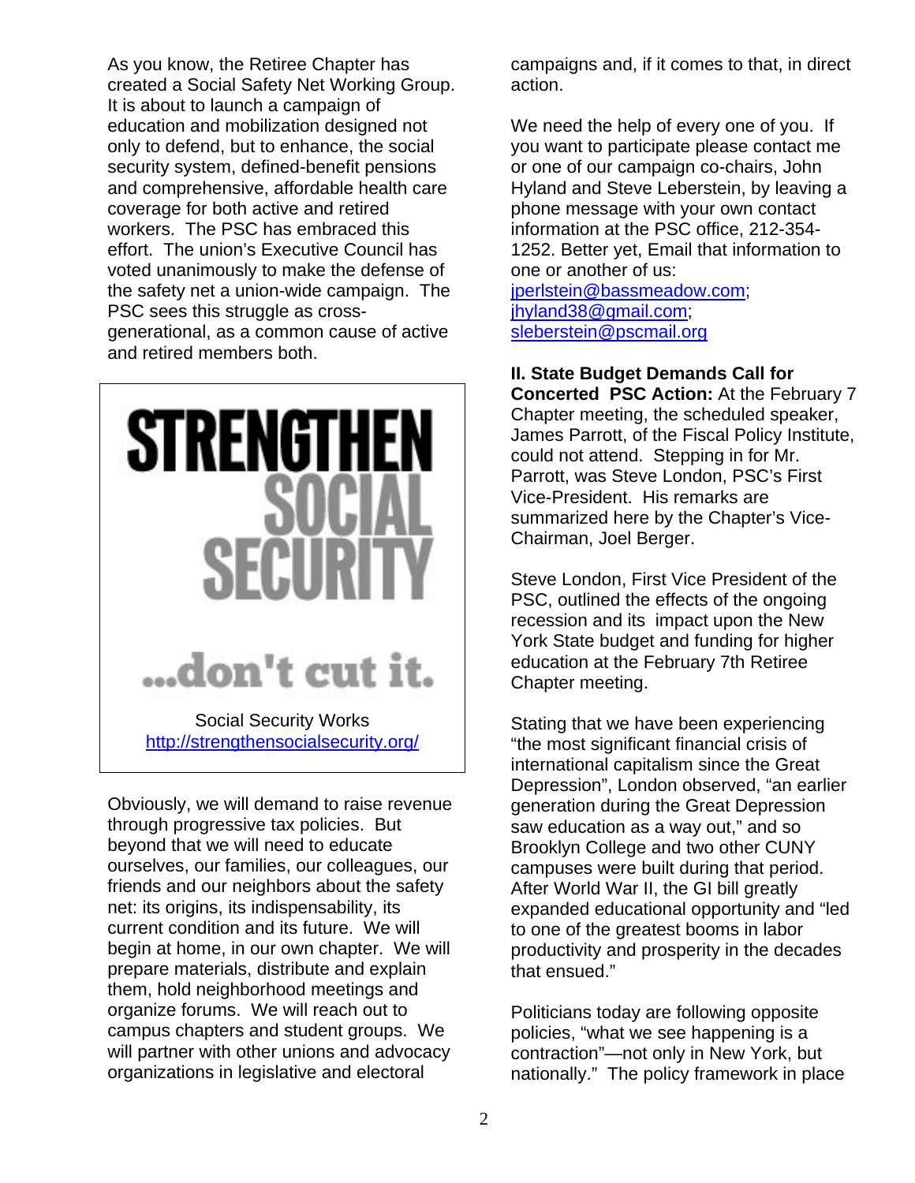As you know, the Retiree Chapter has created a Social Safety Net Working Group. It is about to launch a campaign of education and mobilization designed not only to defend, but to enhance, the social security system, defined-benefit pensions and comprehensive, affordable health care coverage for both active and retired workers. The PSC has embraced this effort. The union's Executive Council has voted unanimously to make the defense of the safety net a union-wide campaign. The PSC sees this struggle as cross-generational, as a common cause of active and retired members both.

STRENGTHEN SOCIAL SECURITY

...don't cut it.

Social Security Works
http://strengthensocialsecurity.org/

Obviously, we will demand to raise revenue through progressive tax policies. But beyond that we will need to educate ourselves, our families, our colleagues, our friends and our neighbors about the safety net: its origins, its indispensability, its current condition and its future. We will begin at home, in our own chapter. We will prepare materials, distribute and explain them, hold neighborhood meetings and organize forums. We will reach out to campus chapters and student groups. We will partner with other unions and advocacy organizations in legislative and electoral campaigns and, if it comes to that, in direct action.

We need the help of every one of you. If you want to participate please contact me or one of our campaign co-chairs, John Hyland and Steve Leberstein, by leaving a phone message with your own contact information at the PSC office, 212-354-1252. Better yet, Email that information to one or another of us:
jperlstein@bassmeadow.com;
jhyland38@gmail.com;
sleberstein@pscmail.org

**II. State Budget Demands Call for Concerted PSC Action:** At the February 7 Chapter meeting, the scheduled speaker, James Parrott, of the Fiscal Policy Institute, could not attend. Stepping in for Mr. Parrott, was Steve London, PSC's First Vice-President. His remarks are summarized here by the Chapter's Vice-Chairman, Joel Berger.

Steve London, First Vice President of the PSC, outlined the effects of the ongoing recession and its impact upon the New York State budget and funding for higher education at the February 7th Retiree Chapter meeting.

Stating that we have been experiencing "the most significant financial crisis of international capitalism since the Great Depression", London observed, "an earlier generation during the Great Depression saw education as a way out," and so Brooklyn College and two other CUNY campuses were built during that period. After World War II, the GI bill greatly expanded educational opportunity and "led to one of the greatest booms in labor productivity and prosperity in the decades that ensued."

Politicians today are following opposite policies, "what we see happening is a contraction"—not only in New York, but nationally." The policy framework in place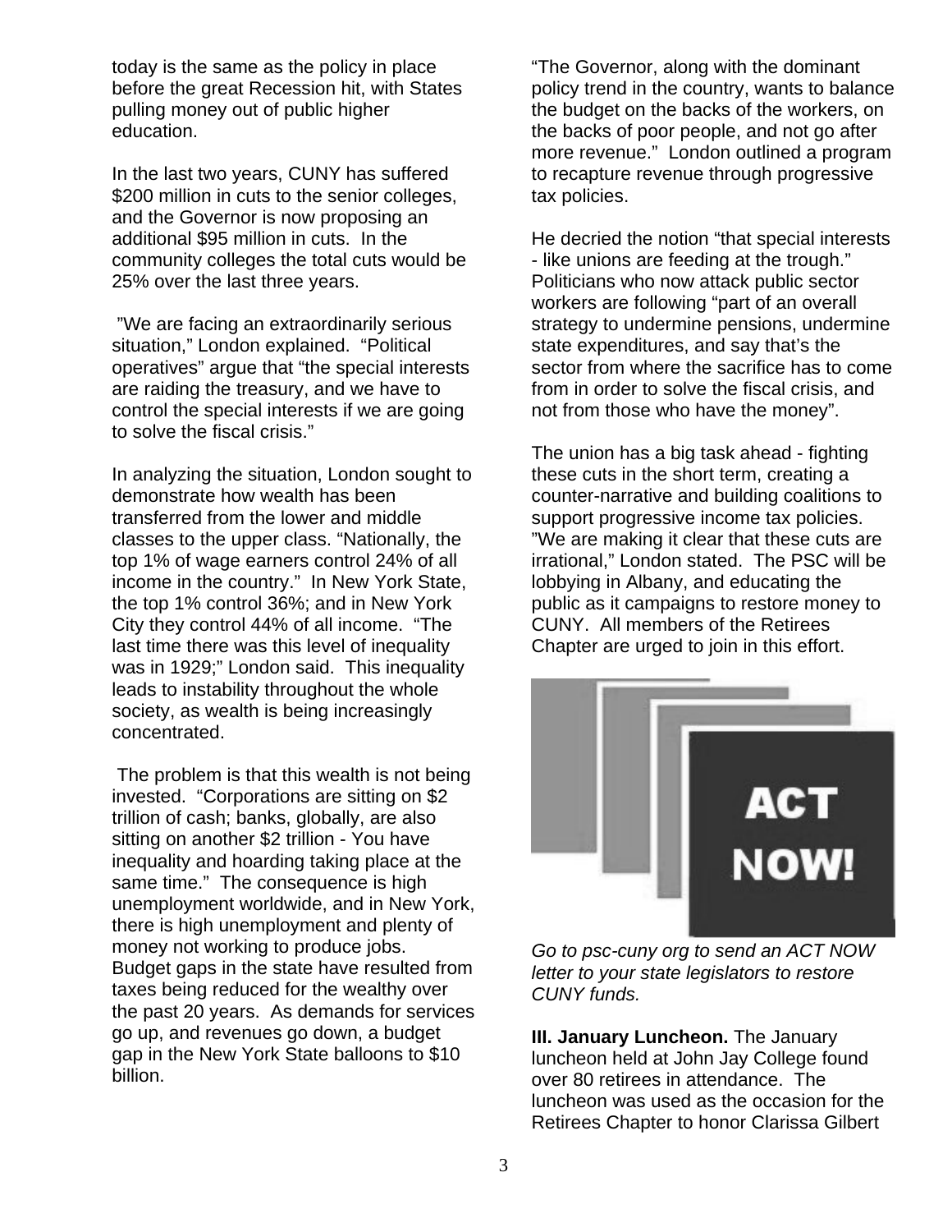today is the same as the policy in place before the great Recession hit, with States pulling money out of public higher education.

In the last two years, CUNY has suffered $200 million in cuts to the senior colleges, and the Governor is now proposing an additional $95 million in cuts. In the community colleges the total cuts would be 25% over the last three years.

"We are facing an extraordinarily serious situation," London explained. "Political operatives" argue that "the special interests are raiding the treasury, and we have to control the special interests if we are going to solve the fiscal crisis."

In analyzing the situation, London sought to demonstrate how wealth has been transferred from the lower and middle classes to the upper class. "Nationally, the top 1% of wage earners control 24% of all income in the country." In New York State, the top 1% control 36%; and in New York City they control 44% of all income. "The last time there was this level of inequality was in 1929;" London said. This inequality leads to instability throughout the whole society, as wealth is being increasingly concentrated.

The problem is that this wealth is not being invested. "Corporations are sitting on $2 trillion of cash; banks, globally, are also sitting on another $2 trillion - You have inequality and hoarding taking place at the same time." The consequence is high unemployment worldwide, and in New York, there is high unemployment and plenty of money not working to produce jobs. Budget gaps in the state have resulted from taxes being reduced for the wealthy over the past 20 years. As demands for services go up, and revenues go down, a budget gap in the New York State balloons to $10 billion.

"The Governor, along with the dominant policy trend in the country, wants to balance the budget on the backs of the workers, on the backs of poor people, and not go after more revenue." London outlined a program to recapture revenue through progressive tax policies.

He decried the notion "that special interests - like unions are feeding at the trough." Politicians who now attack public sector workers are following "part of an overall strategy to undermine pensions, undermine state expenditures, and say that's the sector from where the sacrifice has to come from in order to solve the fiscal crisis, and not from those who have the money".

The union has a big task ahead - fighting these cuts in the short term, creating a counter-narrative and building coalitions to support progressive income tax policies. "We are making it clear that these cuts are irrational," London stated. The PSC will be lobbying in Albany, and educating the public as it campaigns to restore money to CUNY. All members of the Retirees Chapter are urged to join in this effort.

ACT NOW!

*Go to psc-cuny org to send an ACT NOW letter to your state legislators to restore CUNY funds.*

**III. January Luncheon.** The January luncheon held at John Jay College found over 80 retirees in attendance. The luncheon was used as the occasion for the Retirees Chapter to honor Clarissa Gilbert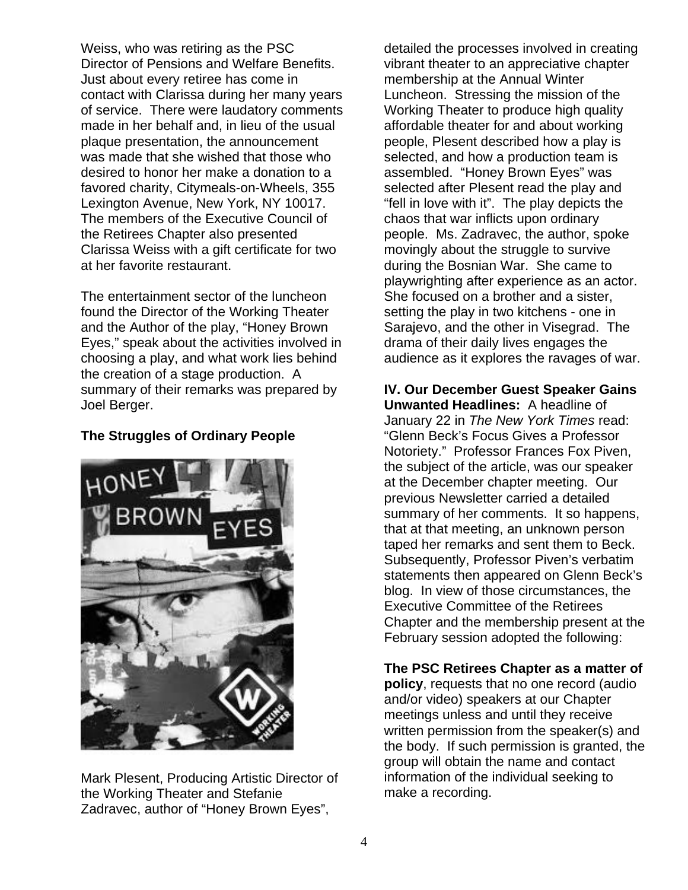Weiss, who was retiring as the PSC Director of Pensions and Welfare Benefits. Just about every retiree has come in contact with Clarissa during her many years of service. There were laudatory comments made in her behalf and, in lieu of the usual plaque presentation, the announcement was made that she wished that those who desired to honor her make a donation to a favored charity, Citymeals-on-Wheels, 355 Lexington Avenue, New York, NY 10017. The members of the Executive Council of the Retirees Chapter also presented Clarissa Weiss with a gift certificate for two at her favorite restaurant.

The entertainment sector of the luncheon found the Director of the Working Theater and the Author of the play, "Honey Brown Eyes," speak about the activities involved in choosing a play, and what work lies behind the creation of a stage production. A summary of their remarks was prepared by Joel Berger.

**The Struggles of Ordinary People**

Mark Plesent, Producing Artistic Director of the Working Theater and Stefanie Zadravec, author of "Honey Brown Eyes", detailed the processes involved in creating vibrant theater to an appreciative chapter membership at the Annual Winter Luncheon. Stressing the mission of the Working Theater to produce high quality affordable theater for and about working people, Plesent described how a play is selected, and how a production team is assembled. "Honey Brown Eyes" was selected after Plesent read the play and "fell in love with it". The play depicts the chaos that war inflicts upon ordinary people. Ms. Zadravec, the author, spoke movingly about the struggle to survive during the Bosnian War. She came to playwrighting after experience as an actor. She focused on a brother and a sister, setting the play in two kitchens - one in Sarajevo, and the other in Visegrad. The drama of their daily lives engages the audience as it explores the ravages of war.

**IV. Our December Guest Speaker Gains Unwanted Headlines:** A headline of January 22 in *The New York Times* read: "Glenn Beck's Focus Gives a Professor Notoriety." Professor Frances Fox Piven, the subject of the article, was our speaker at the December chapter meeting. Our previous Newsletter carried a detailed summary of her comments. It so happens, that at that meeting, an unknown person taped her remarks and sent them to Beck. Subsequently, Professor Piven's verbatim statements then appeared on Glenn Beck's blog. In view of those circumstances, the Executive Committee of the Retirees Chapter and the membership present at the February session adopted the following:

**The PSC Retirees Chapter as a matter of policy**, requests that no one record (audio and/or video) speakers at our Chapter meetings unless and until they receive written permission from the speaker(s) and the body. If such permission is granted, the group will obtain the name and contact information of the individual seeking to make a recording.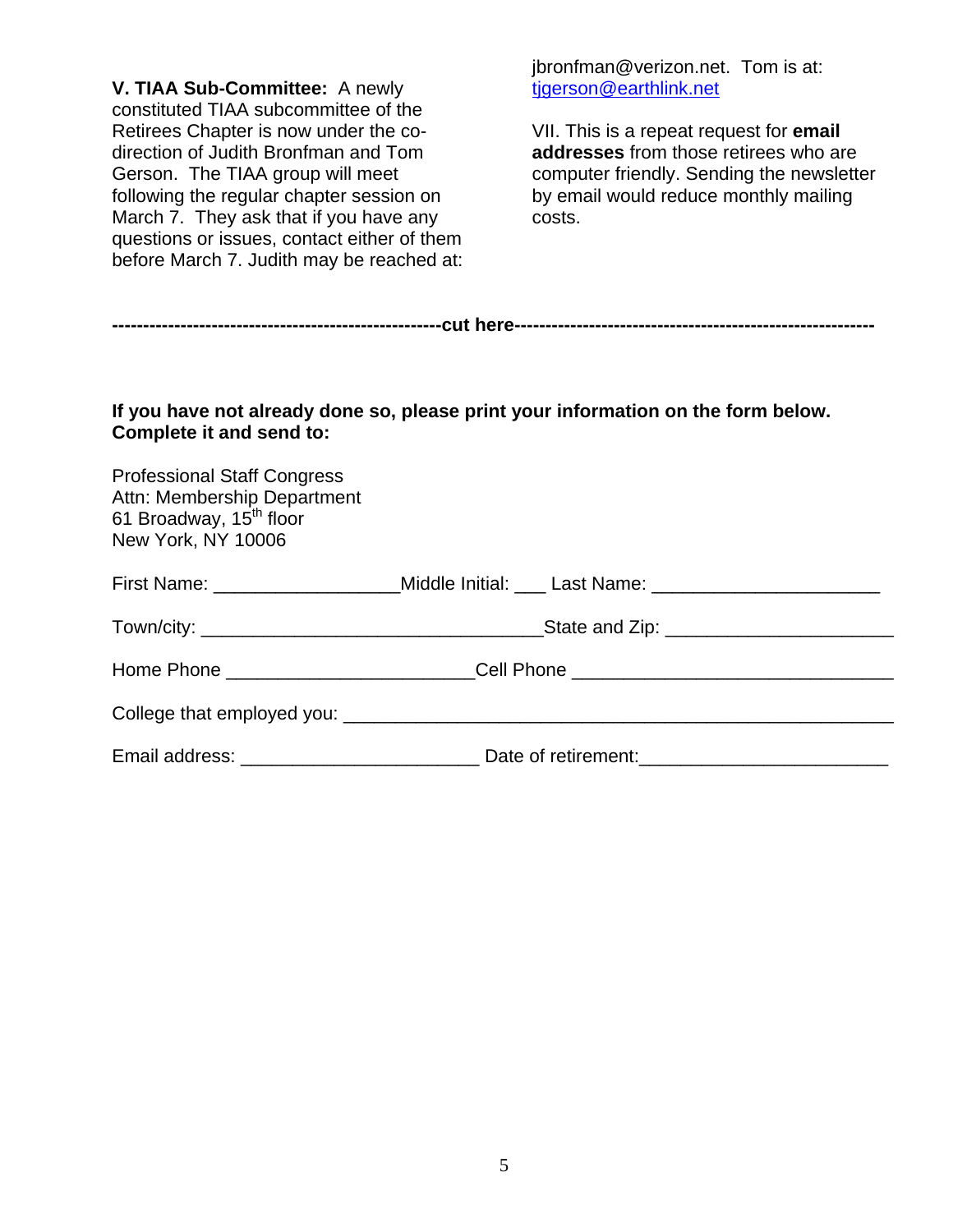**V. TIAA Sub-Committee:** A newly constituted TIAA subcommittee of the Retirees Chapter is now under the co-direction of Judith Bronfman and Tom Gerson. The TIAA group will meet following the regular chapter session on March 7. They ask that if you have any questions or issues, contact either of them before March 7. Judith may be reached at: jbronfman@verizon.net. Tom is at: tjgerson@earthlink.net

VII. This is a repeat request for **email addresses** from those retirees who are computer friendly. Sending the newsletter by email would reduce monthly mailing costs.

**---------------------------------------------------cut here--------------------------------------------------------**

**If you have not already done so, please print your information on the form below. Complete it and send to:**

Professional Staff Congress
Attn: Membership Department
61 Broadway, 15th floor
New York, NY 10006

First Name: _________________Middle Initial: ___ Last Name: _____________________

Town/city: ________________________________State and Zip: _____________________

Home Phone _______________________Cell Phone ______________________________

College that employed you: ____________________________________________________

Email address: ______________________ Date of retirement:_______________________